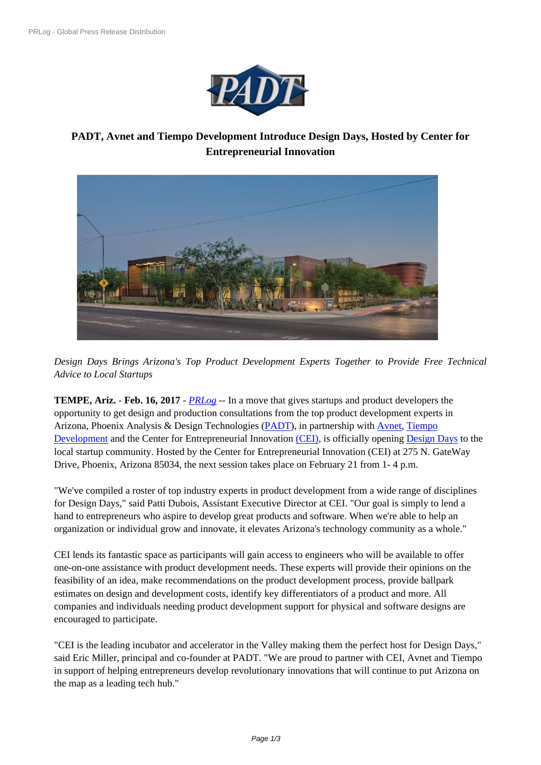# PADT, Avnet and Tiempo Development Introduce Design Days, Hosted by Center for Entrepreneurial Innovation

*Design Days Brings Arizona's Top Product Development Experts Together to Provide Free Technical Advice to Local Startups*

**TEMPE, Ariz.** - **Feb. 16, 2017** - *PRLog* -- In a move that gives startups and product developers the opportunity to get design and production consultations from the top product development experts in Arizona, Phoenix Analysis & Design Technologies (PADT), in partnership with Avnet, Tiempo Development and the Center for Entrepreneurial Innovation (CEI), is officially opening Design Days to the local startup community. Hosted by the Center for Entrepreneurial Innovation (CEI) at 275 N. GateWay Drive, Phoenix, Arizona 85034, the next session takes place on February 21 from 1- 4 p.m.

"We've compiled a roster of top industry experts in product development from a wide range of disciplines for Design Days," said Patti Dubois, Assistant Executive Director at CEI. "Our goal is simply to lend a hand to entrepreneurs who aspire to develop great products and software. When we're able to help an organization or individual grow and innovate, it elevates Arizona's technology community as a whole."

CEI lends its fantastic space as participants will gain access to engineers who will be available to offer one-on-one assistance with product development needs. These experts will provide their opinions on the feasibility of an idea, make recommendations on the product development process, provide ballpark estimates on design and development costs, identify key differentiators of a product and more. All companies and individuals needing product development support for physical and software designs are encouraged to participate.

"CEI is the leading incubator and accelerator in the Valley making them the perfect host for Design Days," said Eric Miller, principal and co-founder at PADT. "We are proud to partner with CEI, Avnet and Tiempo in support of helping entrepreneurs develop revolutionary innovations that will continue to put Arizona on the map as a leading tech hub."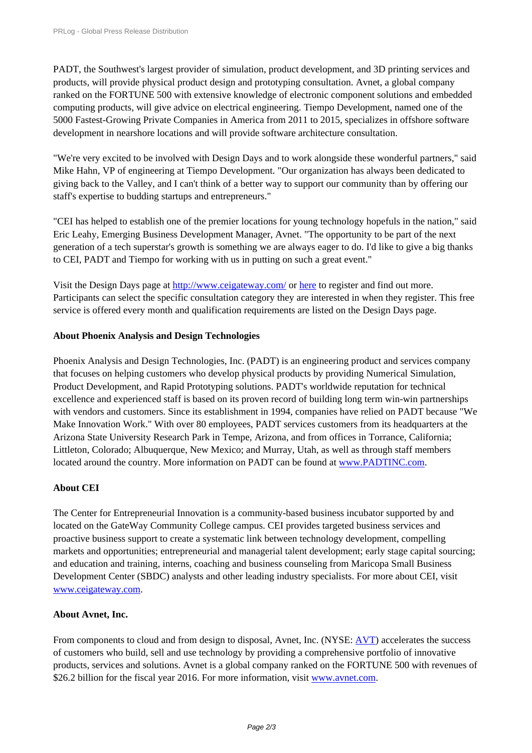PADT, the Southwest's largest provider of simulation, product development, and 3D printing services and products, will provide physical product design and prototyping consultation. Avnet, a global company ranked on the FORTUNE 500 with extensive knowledge of electronic component solutions and embedded computing products, will give advice on electrical engineering. Tiempo Development, named one of the 5000 Fastest-Growing Private Companies in America from 2011 to 2015, specializes in offshore software development in nearshore locations and will provide software architecture consultation.

"We're very excited to be involved with Design Days and to work alongside these wonderful partners," said Mike Hahn, VP of engineering at Tiempo Development. "Our organization has always been dedicated to giving back to the Valley, and I can't think of a better way to support our community than by offering our staff's expertise to budding startups and entrepreneurs."

"CEI has helped to establish one of the premier locations for young technology hopefuls in the nation," said Eric Leahy, Emerging Business Development Manager, Avnet. "The opportunity to be part of the next generation of a tech superstar's growth is something we are always eager to do. I'd like to give a big thanks to CEI, PADT and Tiempo for working with us in putting on such a great event."

Visit the Design Days page at http://www.ceigateway.com/ or here to register and find out more. Participants can select the specific consultation category they are interested in when they register. This free service is offered every month and qualification requirements are listed on the Design Days page.

**About Phoenix Analysis and Design Technologies**

Phoenix Analysis and Design Technologies, Inc. (PADT) is an engineering product and services company that focuses on helping customers who develop physical products by providing Numerical Simulation, Product Development, and Rapid Prototyping solutions. PADT's worldwide reputation for technical excellence and experienced staff is based on its proven record of building long term win-win partnerships with vendors and customers. Since its establishment in 1994, companies have relied on PADT because "We Make Innovation Work." With over 80 employees, PADT services customers from its headquarters at the Arizona State University Research Park in Tempe, Arizona, and from offices in Torrance, California; Littleton, Colorado; Albuquerque, New Mexico; and Murray, Utah, as well as through staff members located around the country. More information on PADT can be found at www.PADTINC.com.

**About CEI**

The Center for Entrepreneurial Innovation is a community-based business incubator supported by and located on the GateWay Community College campus. CEI provides targeted business services and proactive business support to create a systematic link between technology development, compelling markets and opportunities; entrepreneurial and managerial talent development; early stage capital sourcing; and education and training, interns, coaching and business counseling from Maricopa Small Business Development Center (SBDC) analysts and other leading industry specialists. For more about CEI, visit www.ceigateway.com.

**About Avnet, Inc.**

From components to cloud and from design to disposal, Avnet, Inc. (NYSE: AVT) accelerates the success of customers who build, sell and use technology by providing a comprehensive portfolio of innovative products, services and solutions. Avnet is a global company ranked on the FORTUNE 500 with revenues of $26.2 billion for the fiscal year 2016. For more information, visit www.avnet.com.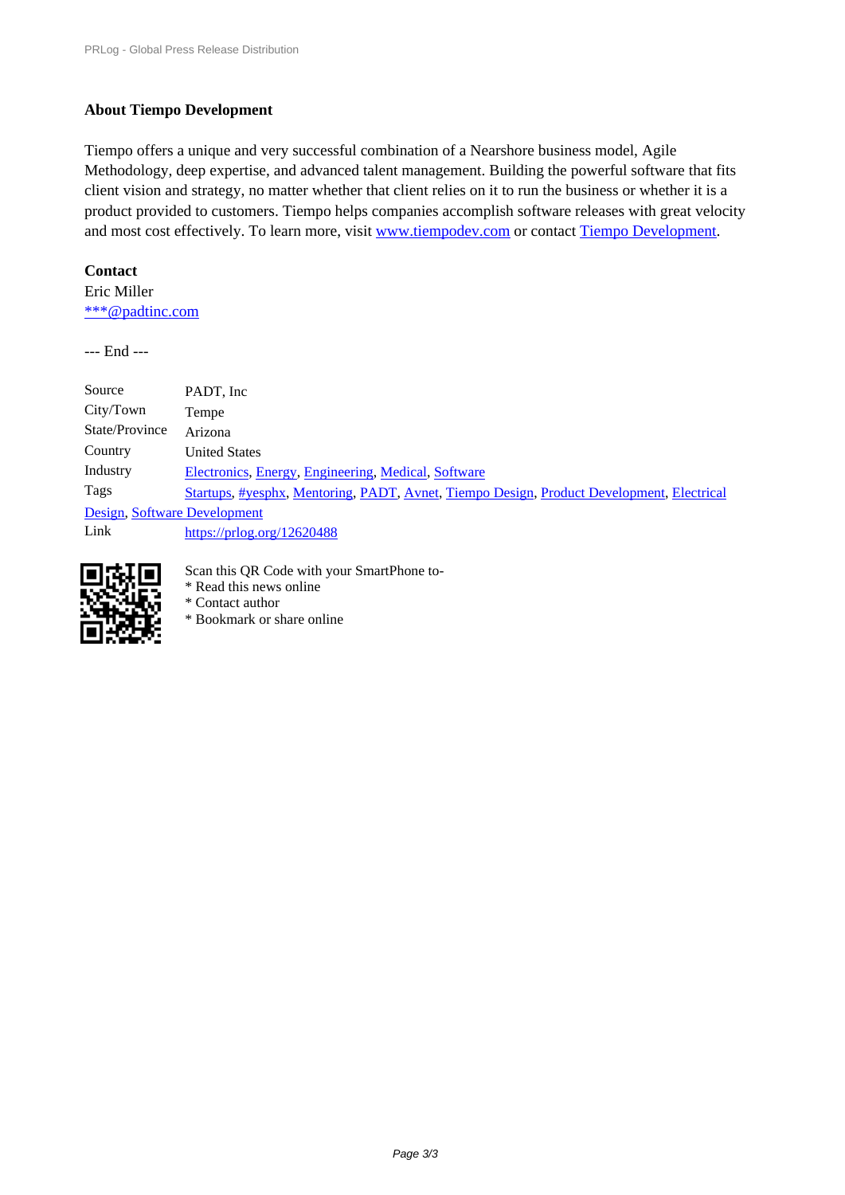**About Tiempo Development**

Tiempo offers a unique and very successful combination of a Nearshore business model, Agile Methodology, deep expertise, and advanced talent management. Building the powerful software that fits client vision and strategy, no matter whether that client relies on it to run the business or whether it is a product provided to customers. Tiempo helps companies accomplish software releases with great velocity and most cost effectively. To learn more, visit www.tiempodev.com or contact Tiempo Development.

**Contact**
Eric Miller
***@padtinc.com

--- End ---

| | |
|---|---|
| Source | PADT, Inc |
| City/Town | Tempe |
| State/Province | Arizona |
| Country | United States |
| Industry | Electronics, Energy, Engineering, Medical, Software |
| Tags | Startups, #yesphx, Mentoring, PADT, Avnet, Tiempo Design, Product Development, Electrical Design, Software Development |
| Link | https://prlog.org/12620488 |

Scan this QR Code with your SmartPhone to-
* Read this news online
* Contact author
* Bookmark or share online